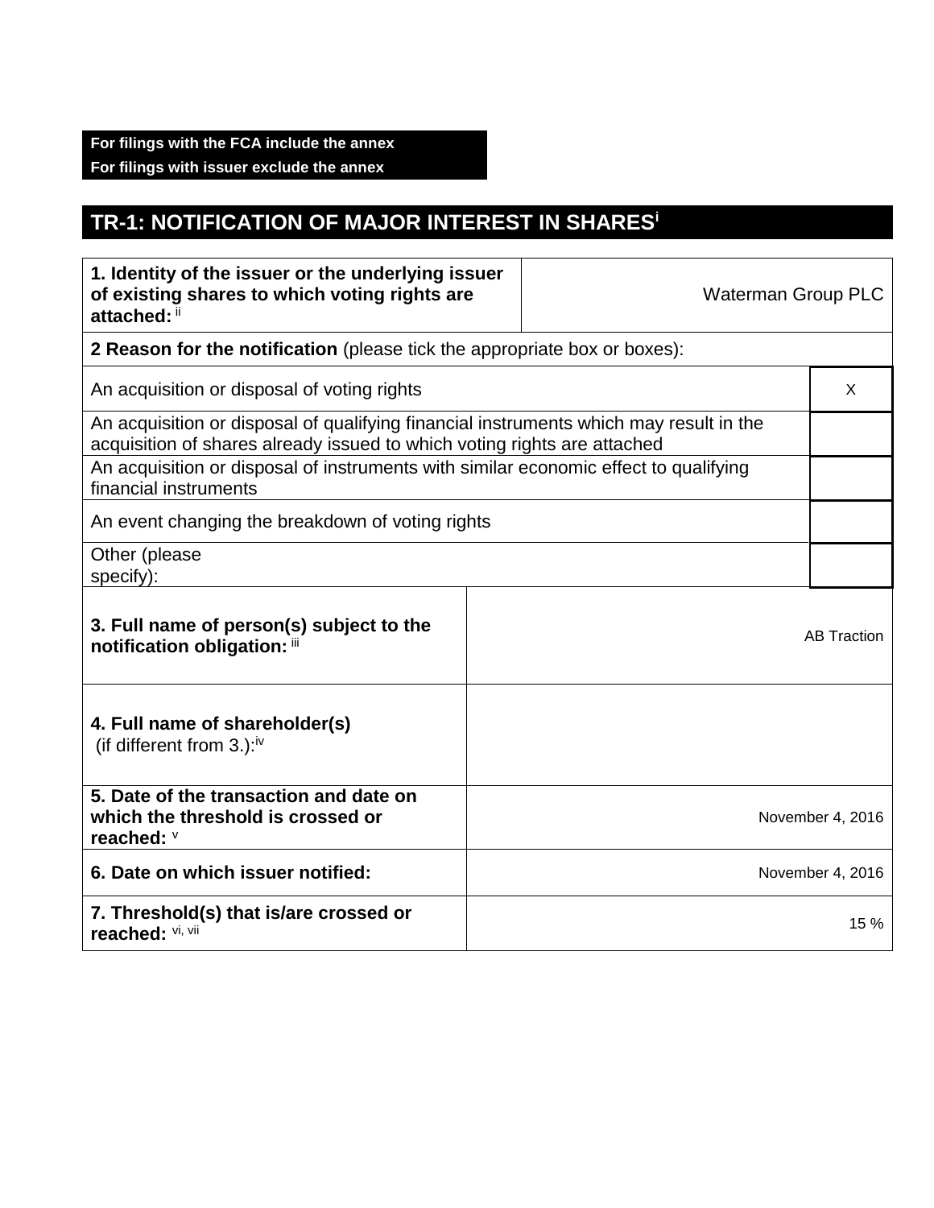**For filings with the FCA include the annex**
**For filings with issuer exclude the annex**

# TR-1: NOTIFICATION OF MAJOR INTEREST IN SHARES[i]

| | |
|---|---|
| **1. Identity of the issuer or the underlying issuer of existing shares to which voting rights are attached:** [ii] | Waterman Group PLC |

| **2 Reason for the notification** (please tick the appropriate box or boxes): | |
|---|---|
| An acquisition or disposal of voting rights | X |
| An acquisition or disposal of qualifying financial instruments which may result in the acquisition of shares already issued to which voting rights are attached | |
| An acquisition or disposal of instruments with similar economic effect to qualifying financial instruments | |
| An event changing the breakdown of voting rights | |
| Other (please specify): | |

| | |
|---|---|
| **3. Full name of person(s) subject to the notification obligation:** [iii] | AB Traction |
| **4. Full name of shareholder(s)** (if different from 3.):[iv] | |
| **5. Date of the transaction and date on which the threshold is crossed or reached:** [v] | November 4, 2016 |
| **6. Date on which issuer notified:** | November 4, 2016 |
| **7. Threshold(s) that is/are crossed or reached:** [vi, vii] | 15 % |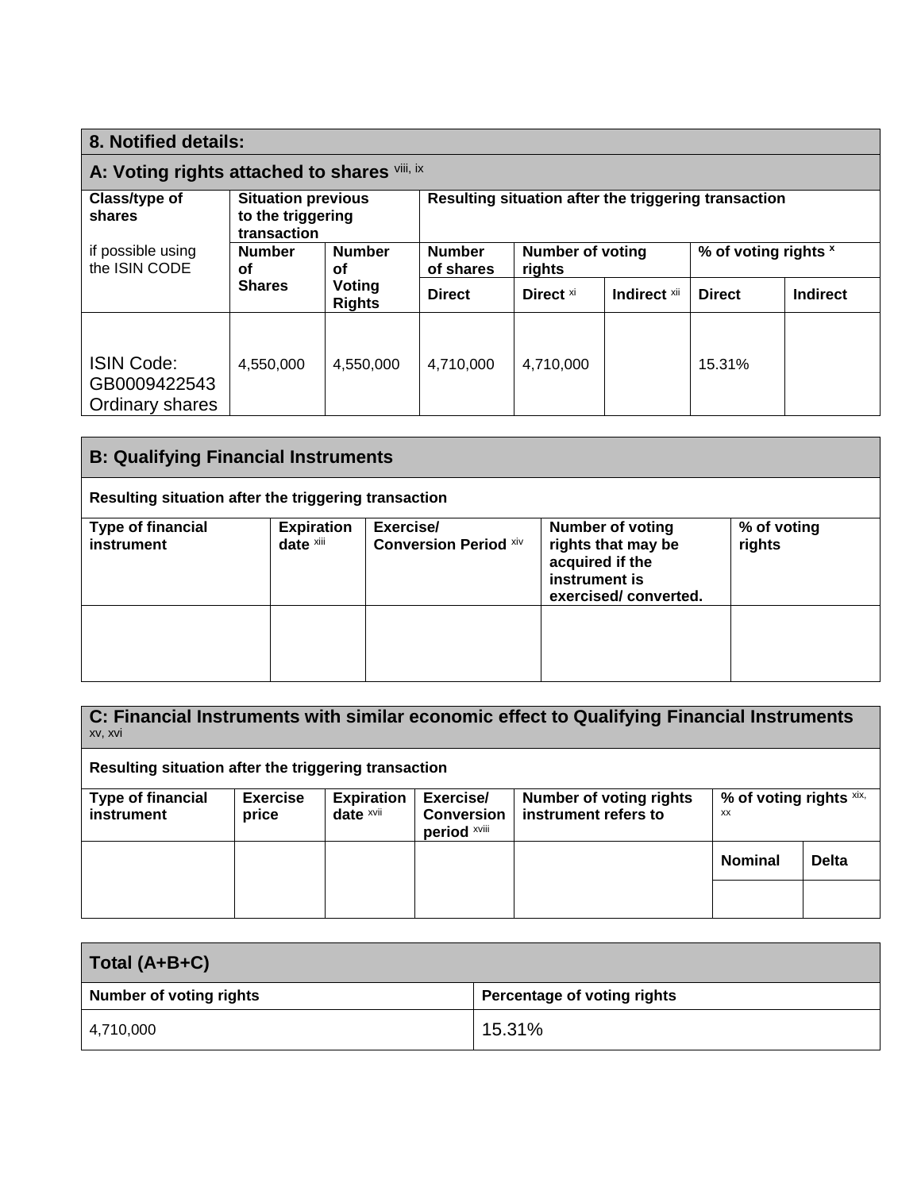## 8. Notified details:

### A: Voting rights attached to shares [viii, ix]

| Class/type of shares<br>if possible using the ISIN CODE | Situation previous to the triggering transaction | | Resulting situation after the triggering transaction | | | | |
|---|---|---|---|---|---|---|---|
| | Number of Shares | Number of Voting Rights | Number of shares | Number of voting rights | | % of voting rights [x] | |
| | | | Direct | Direct [xi] | Indirect [xii] | Direct | Indirect |
| ISIN Code: GB0009422543 Ordinary shares | 4,550,000 | 4,550,000 | 4,710,000 | 4,710,000 | | 15.31% | |

### B: Qualifying Financial Instruments

Resulting situation after the triggering transaction

| Type of financial instrument | Expiration date [xiii] | Exercise/ Conversion Period [xiv] | Number of voting rights that may be acquired if the instrument is exercised/ converted. | % of voting rights |
|---|---|---|---|---|
| | | | | |

### C: Financial Instruments with similar economic effect to Qualifying Financial Instruments [xv, xvi]

Resulting situation after the triggering transaction

| Type of financial instrument | Exercise price | Expiration date [xvii] | Exercise/ Conversion period [xviii] | Number of voting rights instrument refers to | % of voting rights [xix, xx] | |
|---|---|---|---|---|---|---|
| | | | | | Nominal | Delta |
| | | | | | | |

### Total (A+B+C)

| Number of voting rights | Percentage of voting rights |
|---|---|
| 4,710,000 | 15.31% |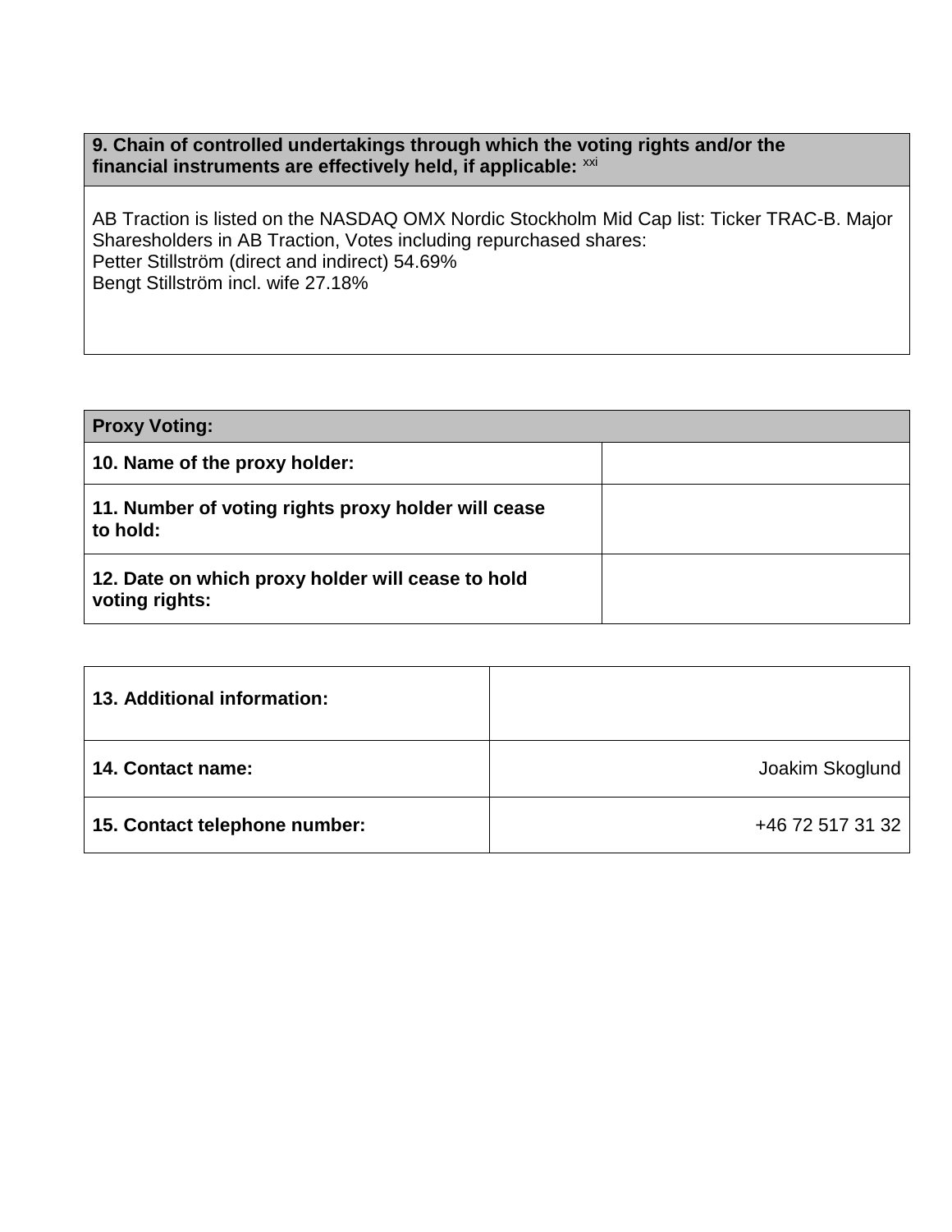| 9. Chain of controlled undertakings through which the voting rights and/or the financial instruments are effectively held, if applicable: [xxi] |
|---|
| AB Traction is listed on the NASDAQ OMX Nordic Stockholm Mid Cap list: Ticker TRAC-B. Major Sharesholders in AB Traction, Votes including repurchased shares:<br>Petter Stillström (direct and indirect) 54.69%<br>Bengt Stillström incl. wife 27.18% |

| Proxy Voting: | |
|---|---|
| **10. Name of the proxy holder:** | |
| **11. Number of voting rights proxy holder will cease to hold:** | |
| **12. Date on which proxy holder will cease to hold voting rights:** | |

| | |
|---|---|
| **13. Additional information:** | |
| **14. Contact name:** | Joakim Skoglund |
| **15. Contact telephone number:** | +46 72 517 31 32 |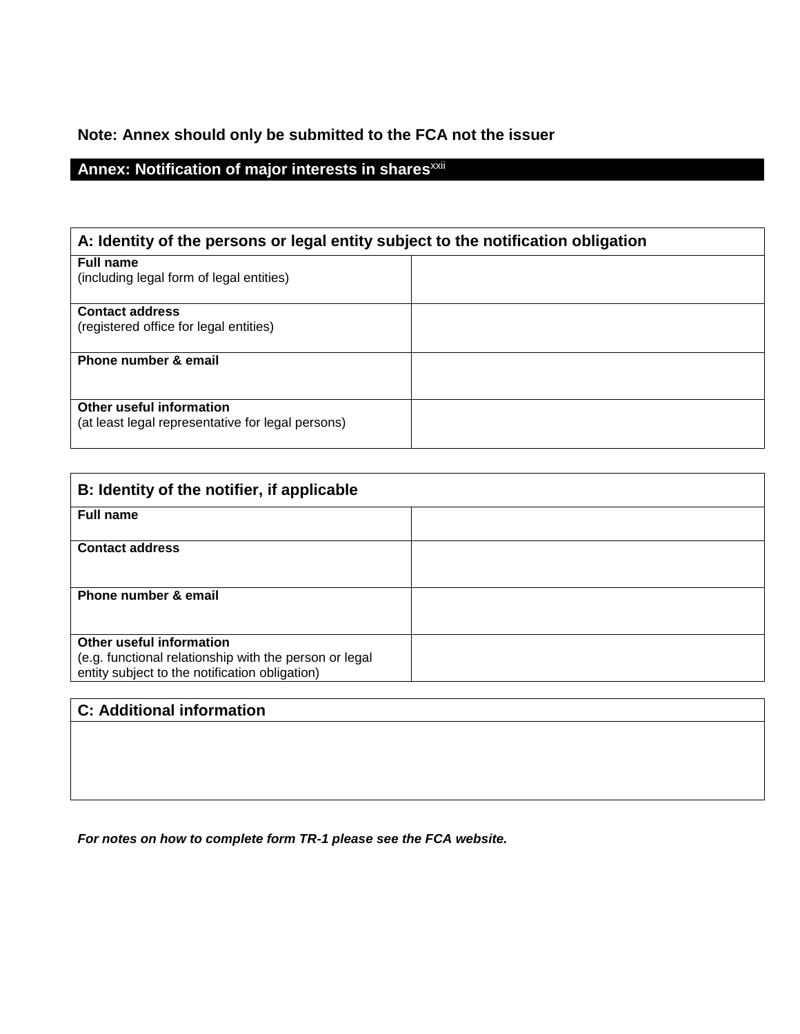**Note: Annex should only be submitted to the FCA not the issuer**

## Annex: Notification of major interests in shares[xxii]

| A: Identity of the persons or legal entity subject to the notification obligation | |
|---|---|
| **Full name**<br>(including legal form of legal entities) | |
| **Contact address**<br>(registered office for legal entities) | |
| **Phone number & email** | |
| **Other useful information**<br>(at least legal representative for legal persons) | |

| B: Identity of the notifier, if applicable | |
|---|---|
| **Full name** | |
| **Contact address** | |
| **Phone number & email** | |
| **Other useful information**<br>(e.g. functional relationship with the person or legal entity subject to the notification obligation) | |

| C: Additional information |
|---|
| |

***For notes on how to complete form TR-1 please see the FCA website.***